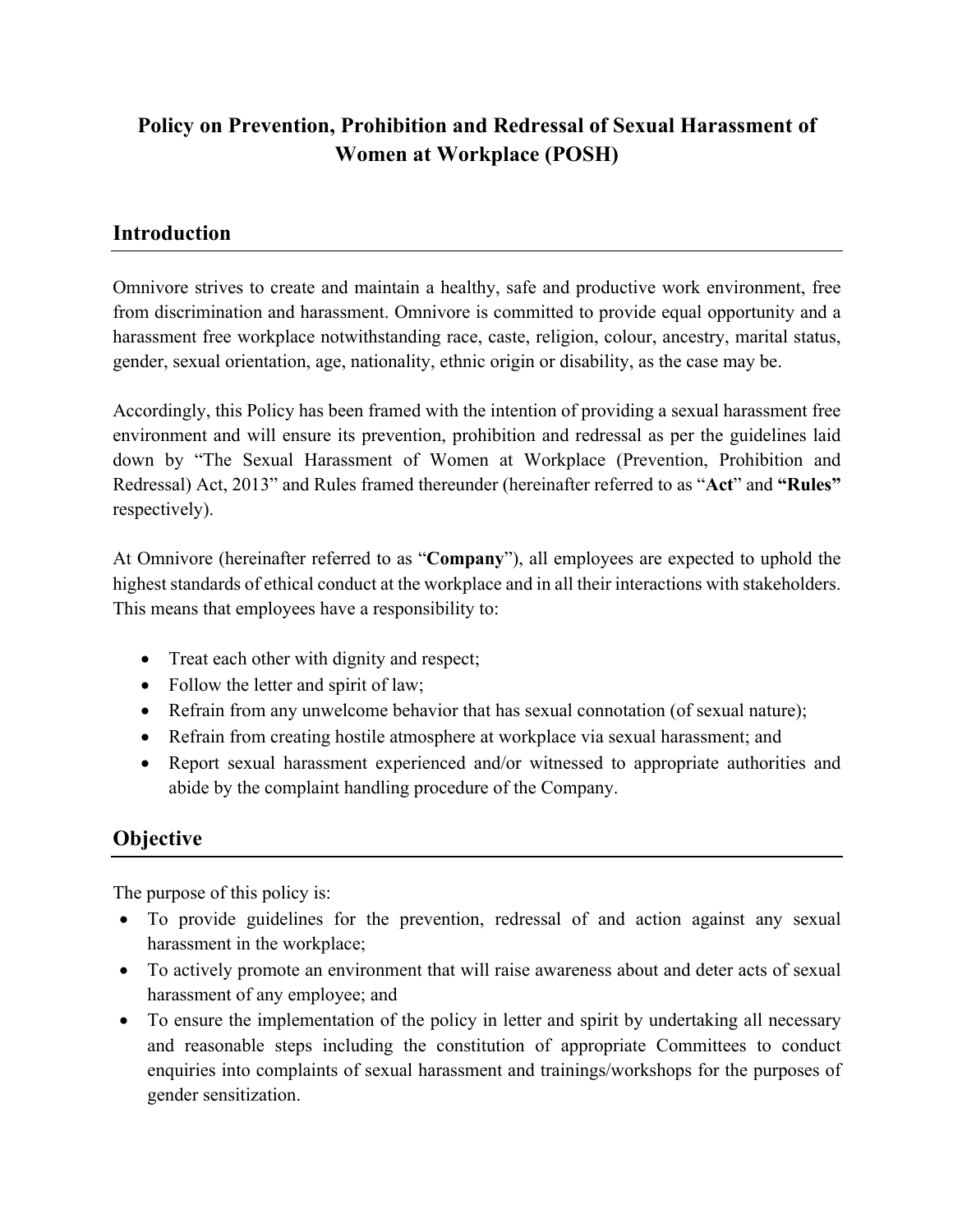# Policy on Prevention, Prohibition and Redressal of Sexual Harassment of Women at Workplace (POSH)

## Introduction

Omnivore strives to create and maintain a healthy, safe and productive work environment, free from discrimination and harassment. Omnivore is committed to provide equal opportunity and a harassment free workplace notwithstanding race, caste, religion, colour, ancestry, marital status, gender, sexual orientation, age, nationality, ethnic origin or disability, as the case may be.

Accordingly, this Policy has been framed with the intention of providing a sexual harassment free environment and will ensure its prevention, prohibition and redressal as per the guidelines laid down by "The Sexual Harassment of Women at Workplace (Prevention, Prohibition and Redressal) Act, 2013" and Rules framed thereunder (hereinafter referred to as "**Act**" and **"Rules"** respectively).

At Omnivore (hereinafter referred to as "**Company**"), all employees are expected to uphold the highest standards of ethical conduct at the workplace and in all their interactions with stakeholders. This means that employees have a responsibility to:

- Treat each other with dignity and respect;
- Follow the letter and spirit of law;
- Refrain from any unwelcome behavior that has sexual connotation (of sexual nature);
- Refrain from creating hostile atmosphere at workplace via sexual harassment; and
- Report sexual harassment experienced and/or witnessed to appropriate authorities and abide by the complaint handling procedure of the Company.

## Objective

The purpose of this policy is:

- To provide guidelines for the prevention, redressal of and action against any sexual harassment in the workplace;
- To actively promote an environment that will raise awareness about and deter acts of sexual harassment of any employee; and
- To ensure the implementation of the policy in letter and spirit by undertaking all necessary and reasonable steps including the constitution of appropriate Committees to conduct enquiries into complaints of sexual harassment and trainings/workshops for the purposes of gender sensitization.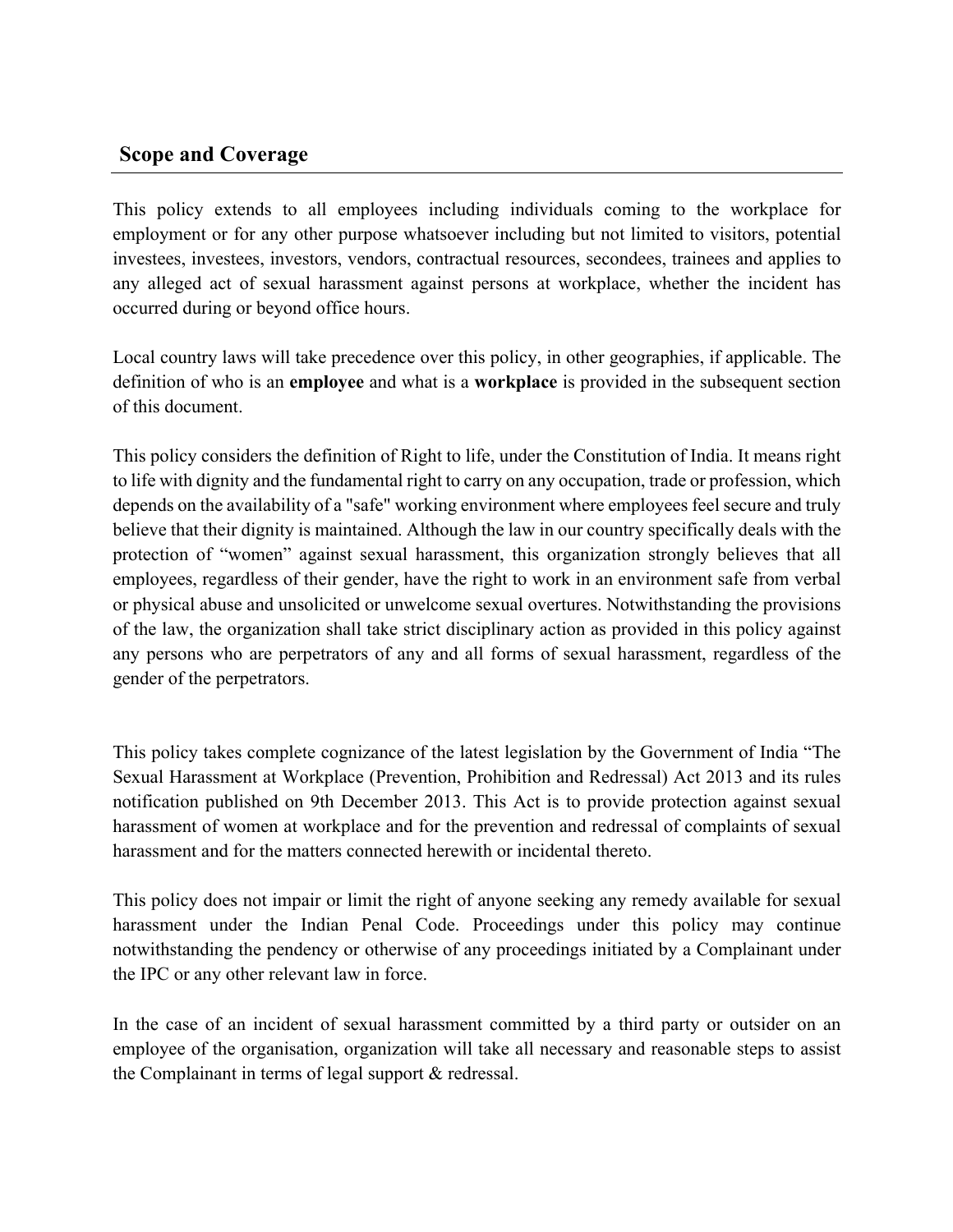## Scope and Coverage

This policy extends to all employees including individuals coming to the workplace for employment or for any other purpose whatsoever including but not limited to visitors, potential investees, investees, investors, vendors, contractual resources, secondees, trainees and applies to any alleged act of sexual harassment against persons at workplace, whether the incident has occurred during or beyond office hours.

Local country laws will take precedence over this policy, in other geographies, if applicable. The definition of who is an **employee** and what is a **workplace** is provided in the subsequent section of this document.

This policy considers the definition of Right to life, under the Constitution of India. It means right to life with dignity and the fundamental right to carry on any occupation, trade or profession, which depends on the availability of a "safe" working environment where employees feel secure and truly believe that their dignity is maintained. Although the law in our country specifically deals with the protection of “women” against sexual harassment, this organization strongly believes that all employees, regardless of their gender, have the right to work in an environment safe from verbal or physical abuse and unsolicited or unwelcome sexual overtures. Notwithstanding the provisions of the law, the organization shall take strict disciplinary action as provided in this policy against any persons who are perpetrators of any and all forms of sexual harassment, regardless of the gender of the perpetrators.

This policy takes complete cognizance of the latest legislation by the Government of India “The Sexual Harassment at Workplace (Prevention, Prohibition and Redressal) Act 2013 and its rules notification published on 9th December 2013. This Act is to provide protection against sexual harassment of women at workplace and for the prevention and redressal of complaints of sexual harassment and for the matters connected herewith or incidental thereto.

This policy does not impair or limit the right of anyone seeking any remedy available for sexual harassment under the Indian Penal Code. Proceedings under this policy may continue notwithstanding the pendency or otherwise of any proceedings initiated by a Complainant under the IPC or any other relevant law in force.

In the case of an incident of sexual harassment committed by a third party or outsider on an employee of the organisation, organization will take all necessary and reasonable steps to assist the Complainant in terms of legal support & redressal.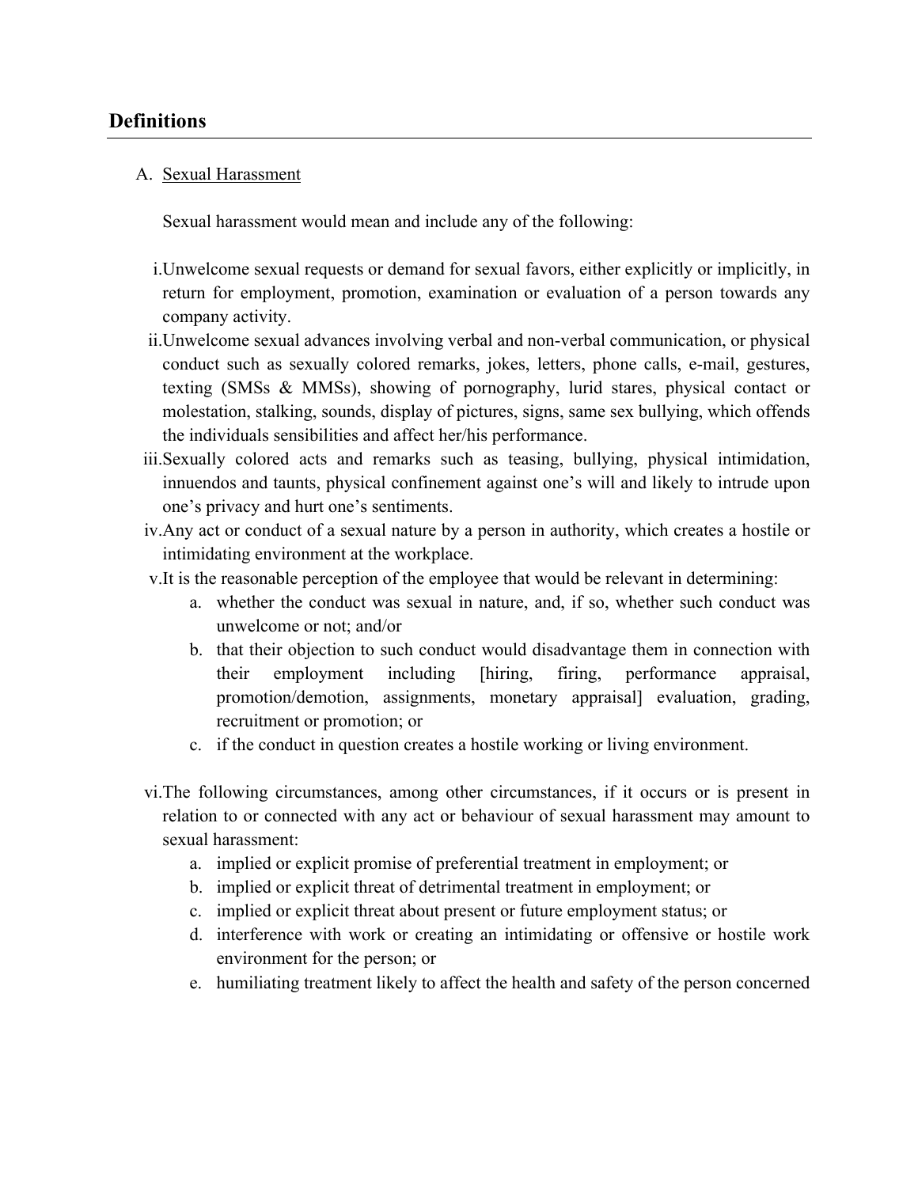## Definitions

A. Sexual Harassment

Sexual harassment would mean and include any of the following:

i. Unwelcome sexual requests or demand for sexual favors, either explicitly or implicitly, in return for employment, promotion, examination or evaluation of a person towards any company activity.
ii. Unwelcome sexual advances involving verbal and non-verbal communication, or physical conduct such as sexually colored remarks, jokes, letters, phone calls, e-mail, gestures, texting (SMSs & MMSs), showing of pornography, lurid stares, physical contact or molestation, stalking, sounds, display of pictures, signs, same sex bullying, which offends the individuals sensibilities and affect her/his performance.
iii. Sexually colored acts and remarks such as teasing, bullying, physical intimidation, innuendos and taunts, physical confinement against one's will and likely to intrude upon one's privacy and hurt one's sentiments.
iv. Any act or conduct of a sexual nature by a person in authority, which creates a hostile or intimidating environment at the workplace.
v. It is the reasonable perception of the employee that would be relevant in determining:
   a. whether the conduct was sexual in nature, and, if so, whether such conduct was unwelcome or not; and/or
   b. that their objection to such conduct would disadvantage them in connection with their employment including [hiring, firing, performance appraisal, promotion/demotion, assignments, monetary appraisal] evaluation, grading, recruitment or promotion; or
   c. if the conduct in question creates a hostile working or living environment.

vi. The following circumstances, among other circumstances, if it occurs or is present in relation to or connected with any act or behaviour of sexual harassment may amount to sexual harassment:
   a. implied or explicit promise of preferential treatment in employment; or
   b. implied or explicit threat of detrimental treatment in employment; or
   c. implied or explicit threat about present or future employment status; or
   d. interference with work or creating an intimidating or offensive or hostile work environment for the person; or
   e. humiliating treatment likely to affect the health and safety of the person concerned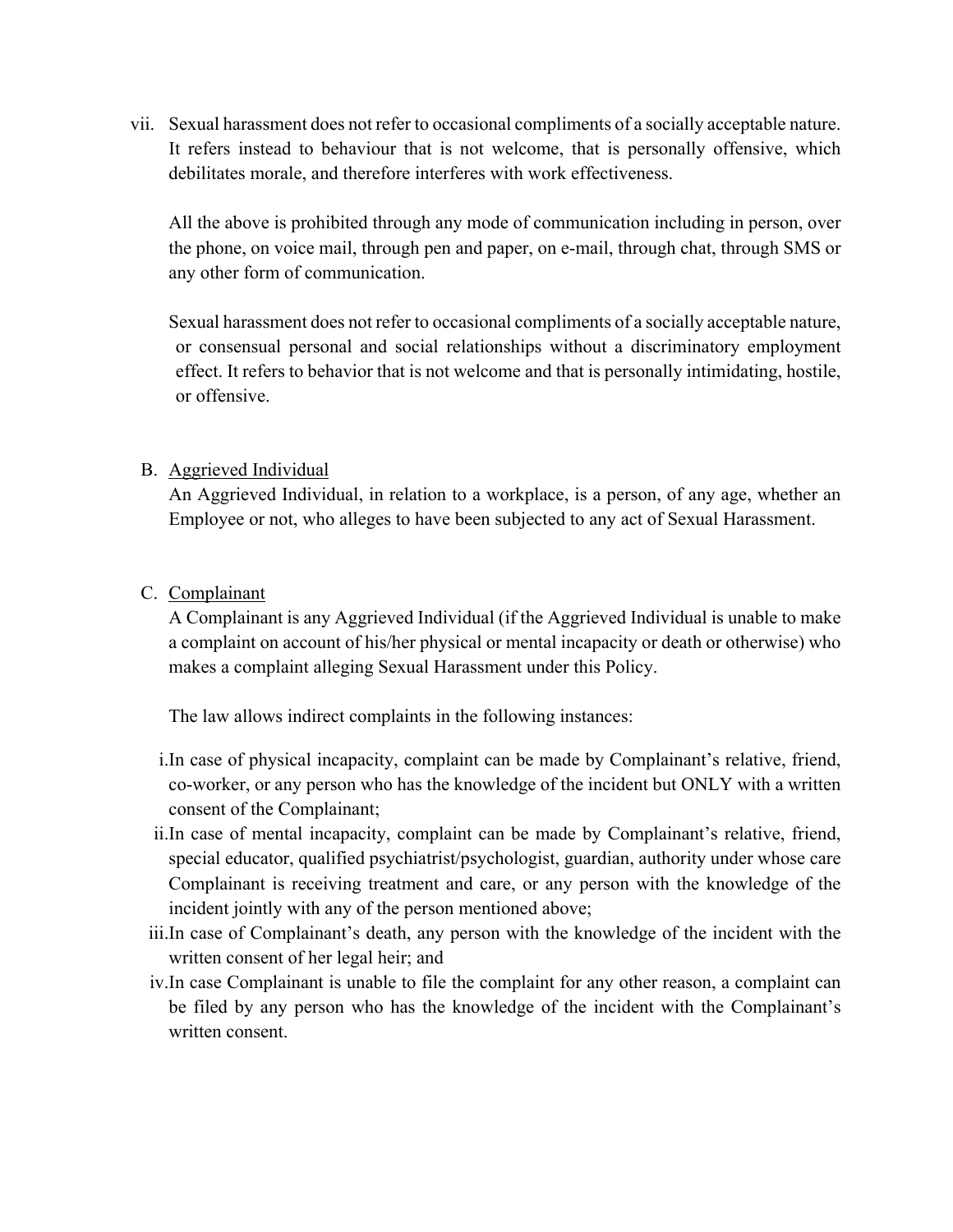vii. Sexual harassment does not refer to occasional compliments of a socially acceptable nature. It refers instead to behaviour that is not welcome, that is personally offensive, which debilitates morale, and therefore interferes with work effectiveness.

All the above is prohibited through any mode of communication including in person, over the phone, on voice mail, through pen and paper, on e-mail, through chat, through SMS or any other form of communication.

Sexual harassment does not refer to occasional compliments of a socially acceptable nature, or consensual personal and social relationships without a discriminatory employment effect. It refers to behavior that is not welcome and that is personally intimidating, hostile, or offensive.

B. <u>Aggrieved Individual</u>

An Aggrieved Individual, in relation to a workplace, is a person, of any age, whether an Employee or not, who alleges to have been subjected to any act of Sexual Harassment.

C. <u>Complainant</u>

A Complainant is any Aggrieved Individual (if the Aggrieved Individual is unable to make a complaint on account of his/her physical or mental incapacity or death or otherwise) who makes a complaint alleging Sexual Harassment under this Policy.

The law allows indirect complaints in the following instances:

i. In case of physical incapacity, complaint can be made by Complainant's relative, friend, co-worker, or any person who has the knowledge of the incident but ONLY with a written consent of the Complainant;
ii. In case of mental incapacity, complaint can be made by Complainant's relative, friend, special educator, qualified psychiatrist/psychologist, guardian, authority under whose care Complainant is receiving treatment and care, or any person with the knowledge of the incident jointly with any of the person mentioned above;
iii. In case of Complainant's death, any person with the knowledge of the incident with the written consent of her legal heir; and
iv. In case Complainant is unable to file the complaint for any other reason, a complaint can be filed by any person who has the knowledge of the incident with the Complainant's written consent.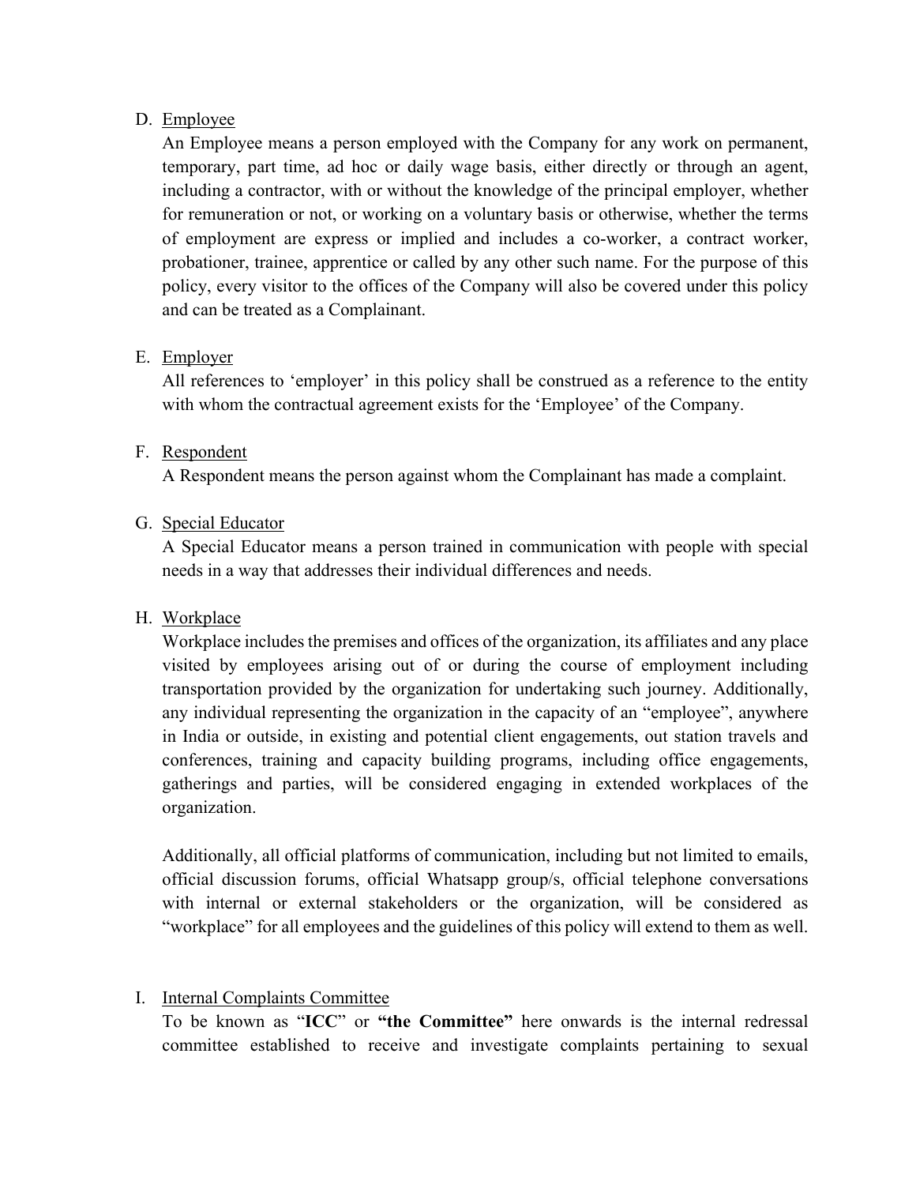D. <u>Employee</u>

An Employee means a person employed with the Company for any work on permanent, temporary, part time, ad hoc or daily wage basis, either directly or through an agent, including a contractor, with or without the knowledge of the principal employer, whether for remuneration or not, or working on a voluntary basis or otherwise, whether the terms of employment are express or implied and includes a co-worker, a contract worker, probationer, trainee, apprentice or called by any other such name. For the purpose of this policy, every visitor to the offices of the Company will also be covered under this policy and can be treated as a Complainant.

E. <u>Employer</u>

All references to 'employer' in this policy shall be construed as a reference to the entity with whom the contractual agreement exists for the 'Employee' of the Company.

F. <u>Respondent</u>

A Respondent means the person against whom the Complainant has made a complaint.

G. <u>Special Educator</u>

A Special Educator means a person trained in communication with people with special needs in a way that addresses their individual differences and needs.

H. <u>Workplace</u>

Workplace includes the premises and offices of the organization, its affiliates and any place visited by employees arising out of or during the course of employment including transportation provided by the organization for undertaking such journey. Additionally, any individual representing the organization in the capacity of an "employee", anywhere in India or outside, in existing and potential client engagements, out station travels and conferences, training and capacity building programs, including office engagements, gatherings and parties, will be considered engaging in extended workplaces of the organization.

Additionally, all official platforms of communication, including but not limited to emails, official discussion forums, official Whatsapp group/s, official telephone conversations with internal or external stakeholders or the organization, will be considered as "workplace" for all employees and the guidelines of this policy will extend to them as well.

I. <u>Internal Complaints Committee</u>

To be known as "**ICC**" or **"the Committee"** here onwards is the internal redressal committee established to receive and investigate complaints pertaining to sexual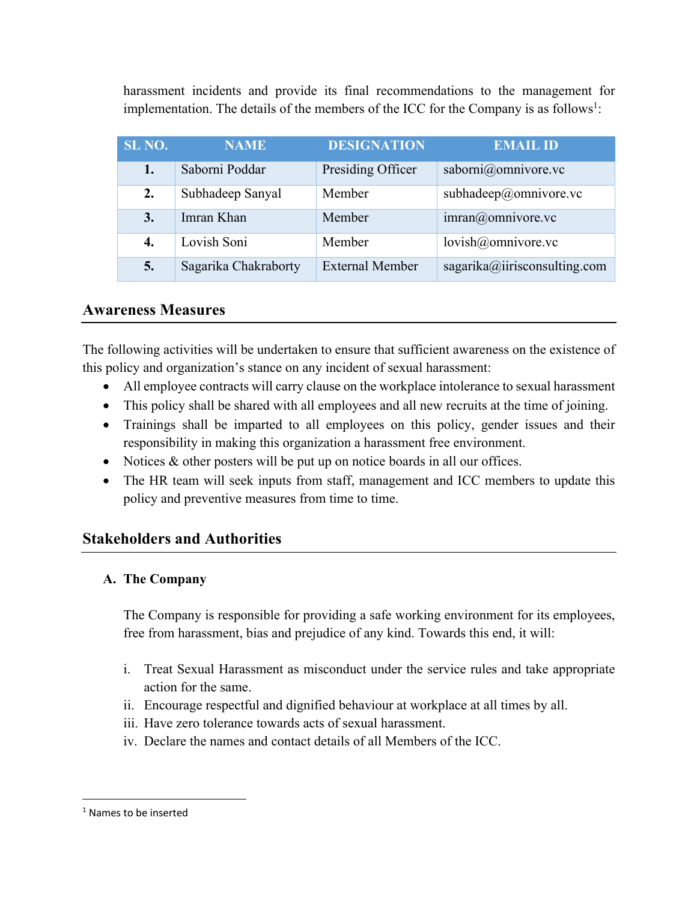harassment incidents and provide its final recommendations to the management for implementation. The details of the members of the ICC for the Company is as follows[1]:

| SL NO. | NAME | DESIGNATION | EMAIL ID |
|---|---|---|---|
| **1.** | Saborni Poddar | Presiding Officer | saborni@omnivore.vc |
| **2.** | Subhadeep Sanyal | Member | subhadeep@omnivore.vc |
| **3.** | Imran Khan | Member | imran@omnivore.vc |
| **4.** | Lovish Soni | Member | lovish@omnivore.vc |
| **5.** | Sagarika Chakraborty | External Member | sagarika@iirisconsulting.com |

## Awareness Measures

The following activities will be undertaken to ensure that sufficient awareness on the existence of this policy and organization's stance on any incident of sexual harassment:

- All employee contracts will carry clause on the workplace intolerance to sexual harassment
- This policy shall be shared with all employees and all new recruits at the time of joining.
- Trainings shall be imparted to all employees on this policy, gender issues and their responsibility in making this organization a harassment free environment.
- Notices & other posters will be put up on notice boards in all our offices.
- The HR team will seek inputs from staff, management and ICC members to update this policy and preventive measures from time to time.

## Stakeholders and Authorities

### A. The Company

The Company is responsible for providing a safe working environment for its employees, free from harassment, bias and prejudice of any kind. Towards this end, it will:

i. Treat Sexual Harassment as misconduct under the service rules and take appropriate action for the same.
ii. Encourage respectful and dignified behaviour at workplace at all times by all.
iii. Have zero tolerance towards acts of sexual harassment.
iv. Declare the names and contact details of all Members of the ICC.

[1] Names to be inserted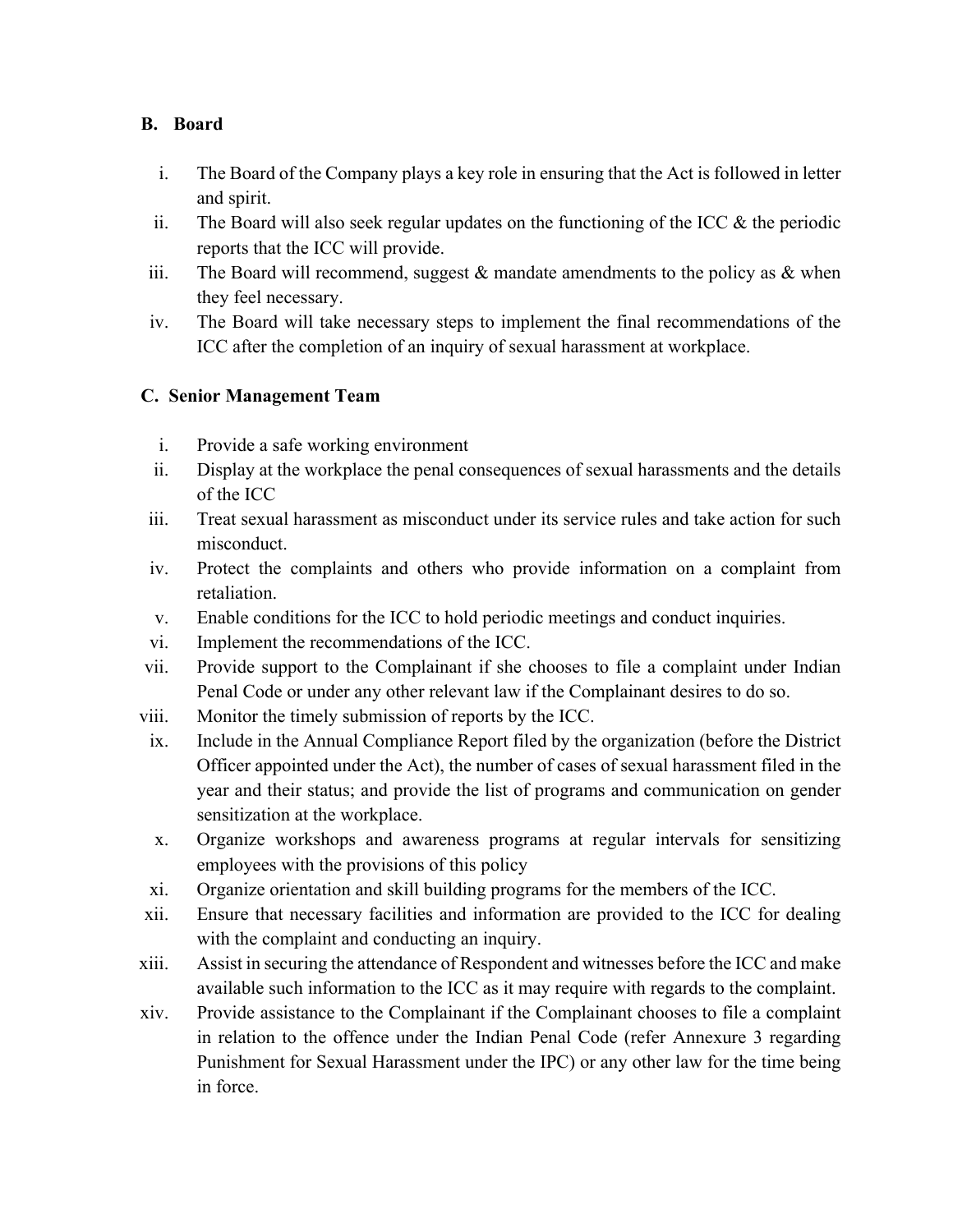**B. Board**

i. The Board of the Company plays a key role in ensuring that the Act is followed in letter and spirit.
ii. The Board will also seek regular updates on the functioning of the ICC & the periodic reports that the ICC will provide.
iii. The Board will recommend, suggest & mandate amendments to the policy as & when they feel necessary.
iv. The Board will take necessary steps to implement the final recommendations of the ICC after the completion of an inquiry of sexual harassment at workplace.

**C. Senior Management Team**

i. Provide a safe working environment
ii. Display at the workplace the penal consequences of sexual harassments and the details of the ICC
iii. Treat sexual harassment as misconduct under its service rules and take action for such misconduct.
iv. Protect the complaints and others who provide information on a complaint from retaliation.
v. Enable conditions for the ICC to hold periodic meetings and conduct inquiries.
vi. Implement the recommendations of the ICC.
vii. Provide support to the Complainant if she chooses to file a complaint under Indian Penal Code or under any other relevant law if the Complainant desires to do so.
viii. Monitor the timely submission of reports by the ICC.
ix. Include in the Annual Compliance Report filed by the organization (before the District Officer appointed under the Act), the number of cases of sexual harassment filed in the year and their status; and provide the list of programs and communication on gender sensitization at the workplace.
x. Organize workshops and awareness programs at regular intervals for sensitizing employees with the provisions of this policy
xi. Organize orientation and skill building programs for the members of the ICC.
xii. Ensure that necessary facilities and information are provided to the ICC for dealing with the complaint and conducting an inquiry.
xiii. Assist in securing the attendance of Respondent and witnesses before the ICC and make available such information to the ICC as it may require with regards to the complaint.
xiv. Provide assistance to the Complainant if the Complainant chooses to file a complaint in relation to the offence under the Indian Penal Code (refer Annexure 3 regarding Punishment for Sexual Harassment under the IPC) or any other law for the time being in force.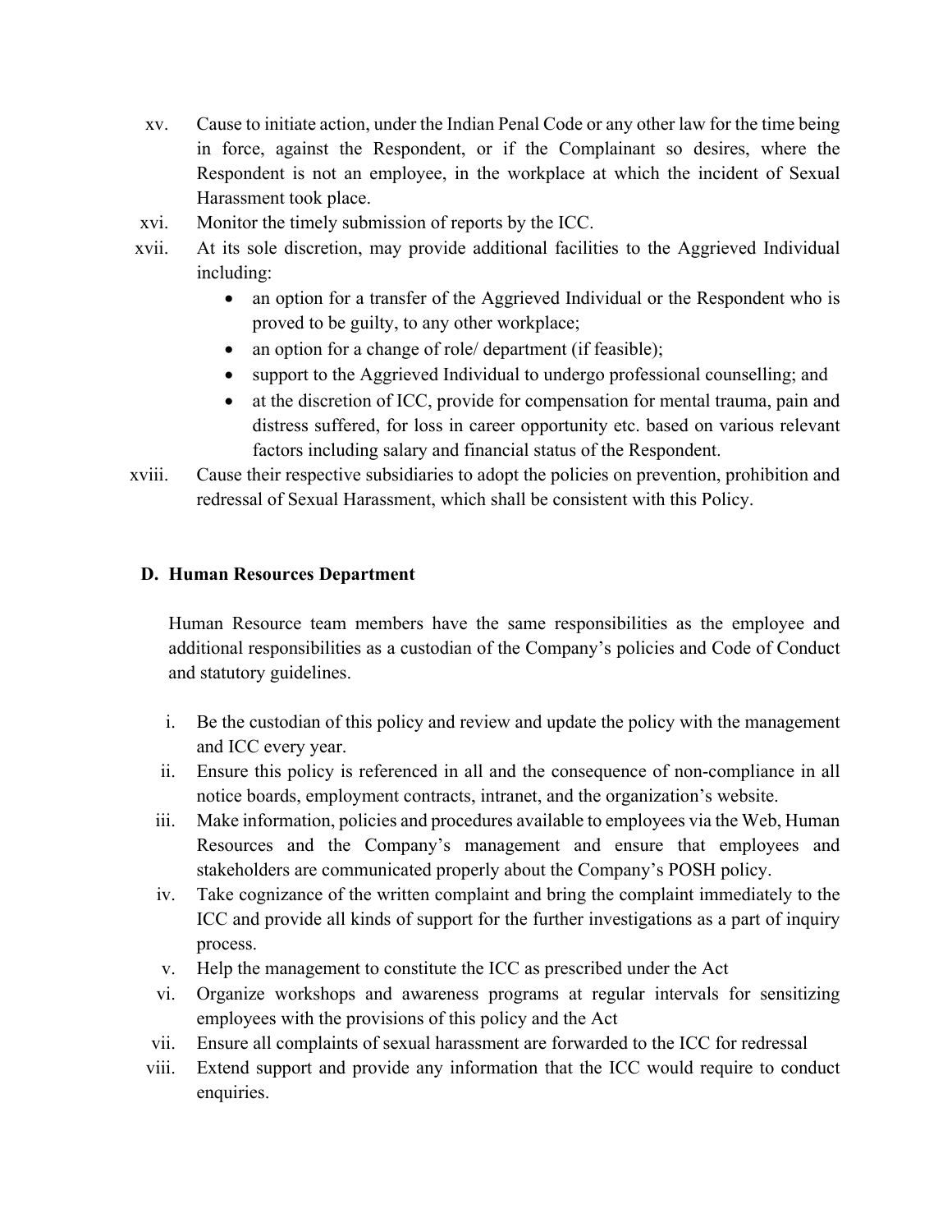xv. Cause to initiate action, under the Indian Penal Code or any other law for the time being in force, against the Respondent, or if the Complainant so desires, where the Respondent is not an employee, in the workplace at which the incident of Sexual Harassment took place.

xvi. Monitor the timely submission of reports by the ICC.

xvii. At its sole discretion, may provide additional facilities to the Aggrieved Individual including:
- an option for a transfer of the Aggrieved Individual or the Respondent who is proved to be guilty, to any other workplace;
- an option for a change of role/ department (if feasible);
- support to the Aggrieved Individual to undergo professional counselling; and
- at the discretion of ICC, provide for compensation for mental trauma, pain and distress suffered, for loss in career opportunity etc. based on various relevant factors including salary and financial status of the Respondent.

xviii. Cause their respective subsidiaries to adopt the policies on prevention, prohibition and redressal of Sexual Harassment, which shall be consistent with this Policy.

### D. Human Resources Department

Human Resource team members have the same responsibilities as the employee and additional responsibilities as a custodian of the Company's policies and Code of Conduct and statutory guidelines.

i. Be the custodian of this policy and review and update the policy with the management and ICC every year.

ii. Ensure this policy is referenced in all and the consequence of non-compliance in all notice boards, employment contracts, intranet, and the organization's website.

iii. Make information, policies and procedures available to employees via the Web, Human Resources and the Company's management and ensure that employees and stakeholders are communicated properly about the Company's POSH policy.

iv. Take cognizance of the written complaint and bring the complaint immediately to the ICC and provide all kinds of support for the further investigations as a part of inquiry process.

v. Help the management to constitute the ICC as prescribed under the Act

vi. Organize workshops and awareness programs at regular intervals for sensitizing employees with the provisions of this policy and the Act

vii. Ensure all complaints of sexual harassment are forwarded to the ICC for redressal

viii. Extend support and provide any information that the ICC would require to conduct enquiries.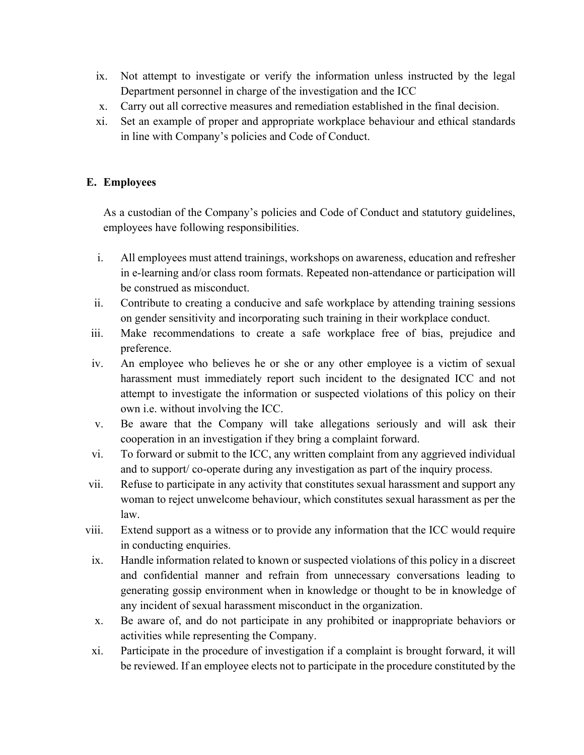ix. Not attempt to investigate or verify the information unless instructed by the legal Department personnel in charge of the investigation and the ICC
x. Carry out all corrective measures and remediation established in the final decision.
xi. Set an example of proper and appropriate workplace behaviour and ethical standards in line with Company's policies and Code of Conduct.

**E. Employees**

As a custodian of the Company's policies and Code of Conduct and statutory guidelines, employees have following responsibilities.

i. All employees must attend trainings, workshops on awareness, education and refresher in e-learning and/or class room formats. Repeated non-attendance or participation will be construed as misconduct.
ii. Contribute to creating a conducive and safe workplace by attending training sessions on gender sensitivity and incorporating such training in their workplace conduct.
iii. Make recommendations to create a safe workplace free of bias, prejudice and preference.
iv. An employee who believes he or she or any other employee is a victim of sexual harassment must immediately report such incident to the designated ICC and not attempt to investigate the information or suspected violations of this policy on their own i.e. without involving the ICC.
v. Be aware that the Company will take allegations seriously and will ask their cooperation in an investigation if they bring a complaint forward.
vi. To forward or submit to the ICC, any written complaint from any aggrieved individual and to support/ co-operate during any investigation as part of the inquiry process.
vii. Refuse to participate in any activity that constitutes sexual harassment and support any woman to reject unwelcome behaviour, which constitutes sexual harassment as per the law.
viii. Extend support as a witness or to provide any information that the ICC would require in conducting enquiries.
ix. Handle information related to known or suspected violations of this policy in a discreet and confidential manner and refrain from unnecessary conversations leading to generating gossip environment when in knowledge or thought to be in knowledge of any incident of sexual harassment misconduct in the organization.
x. Be aware of, and do not participate in any prohibited or inappropriate behaviors or activities while representing the Company.
xi. Participate in the procedure of investigation if a complaint is brought forward, it will be reviewed. If an employee elects not to participate in the procedure constituted by the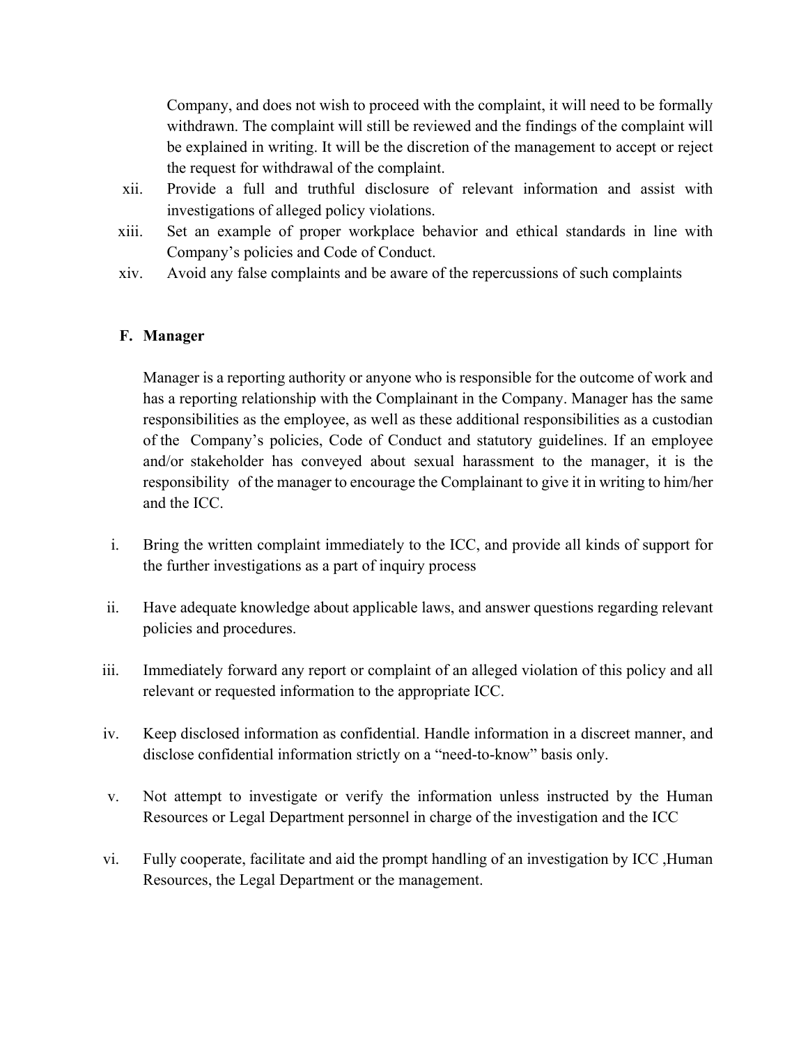Company, and does not wish to proceed with the complaint, it will need to be formally withdrawn. The complaint will still be reviewed and the findings of the complaint will be explained in writing. It will be the discretion of the management to accept or reject the request for withdrawal of the complaint.

xii. Provide a full and truthful disclosure of relevant information and assist with investigations of alleged policy violations.

xiii. Set an example of proper workplace behavior and ethical standards in line with Company's policies and Code of Conduct.

xiv. Avoid any false complaints and be aware of the repercussions of such complaints

**F. Manager**

Manager is a reporting authority or anyone who is responsible for the outcome of work and has a reporting relationship with the Complainant in the Company. Manager has the same responsibilities as the employee, as well as these additional responsibilities as a custodian of the Company's policies, Code of Conduct and statutory guidelines. If an employee and/or stakeholder has conveyed about sexual harassment to the manager, it is the responsibility of the manager to encourage the Complainant to give it in writing to him/her and the ICC.

i. Bring the written complaint immediately to the ICC, and provide all kinds of support for the further investigations as a part of inquiry process

ii. Have adequate knowledge about applicable laws, and answer questions regarding relevant policies and procedures.

iii. Immediately forward any report or complaint of an alleged violation of this policy and all relevant or requested information to the appropriate ICC.

iv. Keep disclosed information as confidential. Handle information in a discreet manner, and disclose confidential information strictly on a "need-to-know" basis only.

v. Not attempt to investigate or verify the information unless instructed by the Human Resources or Legal Department personnel in charge of the investigation and the ICC

vi. Fully cooperate, facilitate and aid the prompt handling of an investigation by ICC ,Human Resources, the Legal Department or the management.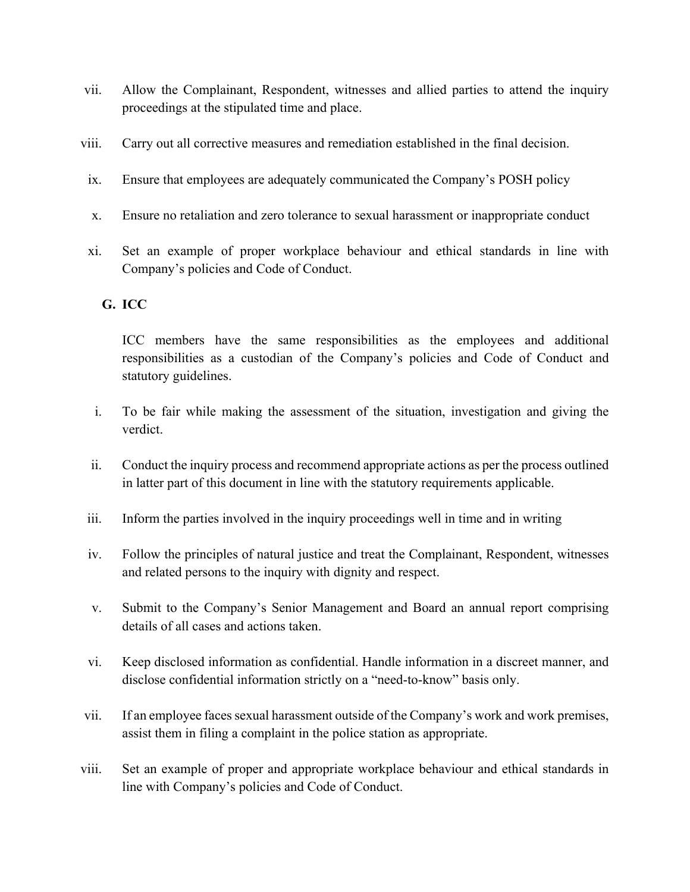vii. Allow the Complainant, Respondent, witnesses and allied parties to attend the inquiry proceedings at the stipulated time and place.

viii. Carry out all corrective measures and remediation established in the final decision.

ix. Ensure that employees are adequately communicated the Company's POSH policy

x. Ensure no retaliation and zero tolerance to sexual harassment or inappropriate conduct

xi. Set an example of proper workplace behaviour and ethical standards in line with Company's policies and Code of Conduct.

### G. ICC

ICC members have the same responsibilities as the employees and additional responsibilities as a custodian of the Company's policies and Code of Conduct and statutory guidelines.

i. To be fair while making the assessment of the situation, investigation and giving the verdict.

ii. Conduct the inquiry process and recommend appropriate actions as per the process outlined in latter part of this document in line with the statutory requirements applicable.

iii. Inform the parties involved in the inquiry proceedings well in time and in writing

iv. Follow the principles of natural justice and treat the Complainant, Respondent, witnesses and related persons to the inquiry with dignity and respect.

v. Submit to the Company's Senior Management and Board an annual report comprising details of all cases and actions taken.

vi. Keep disclosed information as confidential. Handle information in a discreet manner, and disclose confidential information strictly on a "need-to-know" basis only.

vii. If an employee faces sexual harassment outside of the Company's work and work premises, assist them in filing a complaint in the police station as appropriate.

viii. Set an example of proper and appropriate workplace behaviour and ethical standards in line with Company's policies and Code of Conduct.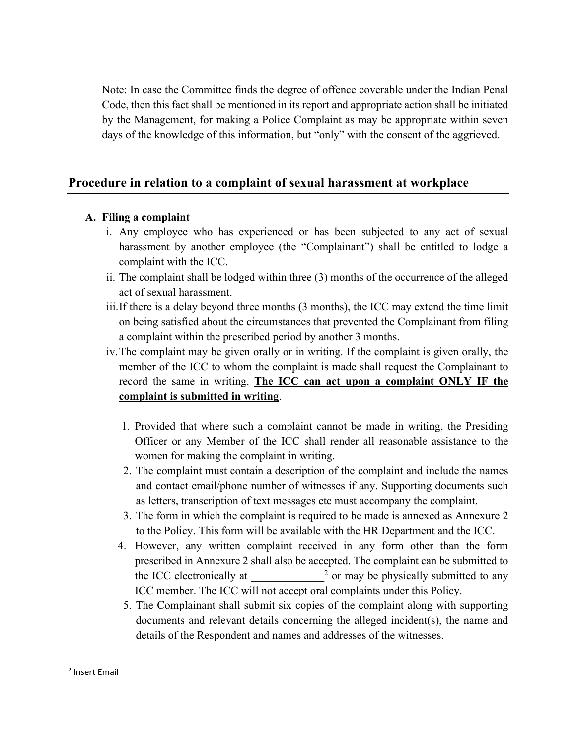Note: In case the Committee finds the degree of offence coverable under the Indian Penal Code, then this fact shall be mentioned in its report and appropriate action shall be initiated by the Management, for making a Police Complaint as may be appropriate within seven days of the knowledge of this information, but "only" with the consent of the aggrieved.

## Procedure in relation to a complaint of sexual harassment at workplace

### A. Filing a complaint

i. Any employee who has experienced or has been subjected to any act of sexual harassment by another employee (the "Complainant") shall be entitled to lodge a complaint with the ICC.

ii. The complaint shall be lodged within three (3) months of the occurrence of the alleged act of sexual harassment.

iii. If there is a delay beyond three months (3 months), the ICC may extend the time limit on being satisfied about the circumstances that prevented the Complainant from filing a complaint within the prescribed period by another 3 months.

iv. The complaint may be given orally or in writing. If the complaint is given orally, the member of the ICC to whom the complaint is made shall request the Complainant to record the same in writing. **<u>The ICC can act upon a complaint ONLY IF the complaint is submitted in writing</u>**.

1. Provided that where such a complaint cannot be made in writing, the Presiding Officer or any Member of the ICC shall render all reasonable assistance to the women for making the complaint in writing.
2. The complaint must contain a description of the complaint and include the names and contact email/phone number of witnesses if any. Supporting documents such as letters, transcription of text messages etc must accompany the complaint.
3. The form in which the complaint is required to be made is annexed as Annexure 2 to the Policy. This form will be available with the HR Department and the ICC.
4. However, any written complaint received in any form other than the form prescribed in Annexure 2 shall also be accepted. The complaint can be submitted to the ICC electronically at _____________[2] or may be physically submitted to any ICC member. The ICC will not accept oral complaints under this Policy.
5. The Complainant shall submit six copies of the complaint along with supporting documents and relevant details concerning the alleged incident(s), the name and details of the Respondent and names and addresses of the witnesses.

---

[2] Insert Email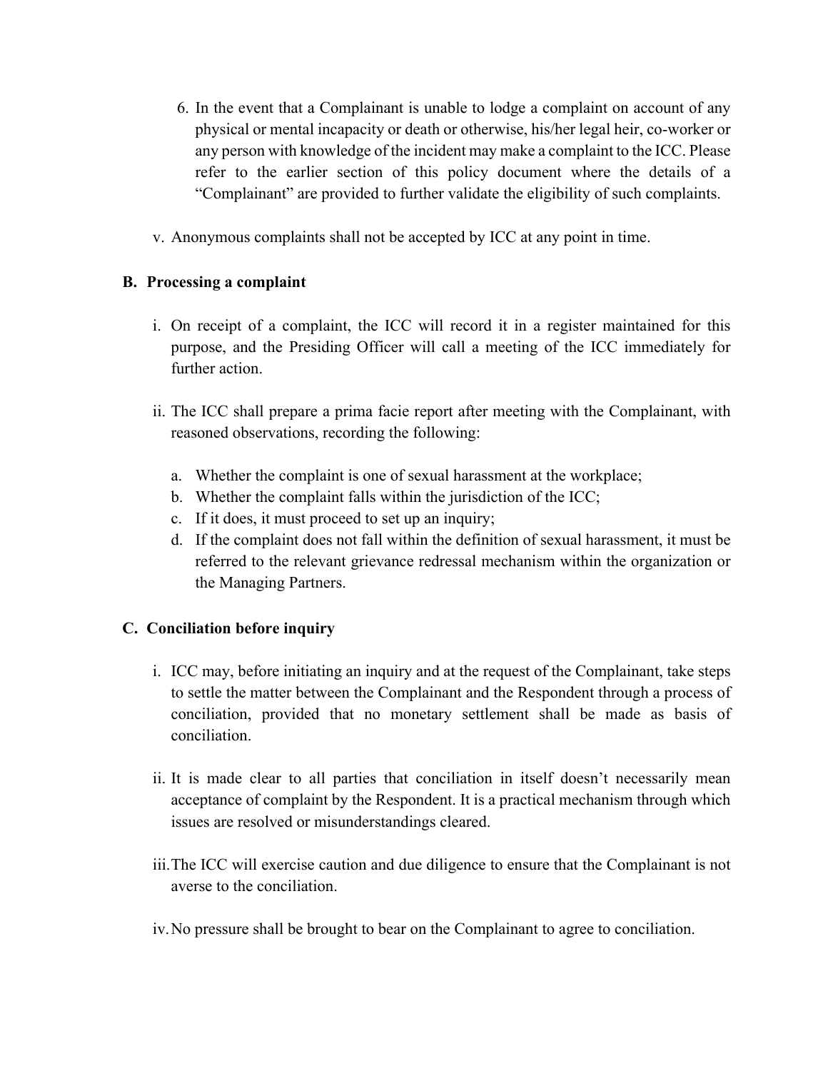6. In the event that a Complainant is unable to lodge a complaint on account of any physical or mental incapacity or death or otherwise, his/her legal heir, co-worker or any person with knowledge of the incident may make a complaint to the ICC. Please refer to the earlier section of this policy document where the details of a "Complainant" are provided to further validate the eligibility of such complaints.

v. Anonymous complaints shall not be accepted by ICC at any point in time.

### B. Processing a complaint

i. On receipt of a complaint, the ICC will record it in a register maintained for this purpose, and the Presiding Officer will call a meeting of the ICC immediately for further action.

ii. The ICC shall prepare a prima facie report after meeting with the Complainant, with reasoned observations, recording the following:

   a. Whether the complaint is one of sexual harassment at the workplace;
   b. Whether the complaint falls within the jurisdiction of the ICC;
   c. If it does, it must proceed to set up an inquiry;
   d. If the complaint does not fall within the definition of sexual harassment, it must be referred to the relevant grievance redressal mechanism within the organization or the Managing Partners.

### C. Conciliation before inquiry

i. ICC may, before initiating an inquiry and at the request of the Complainant, take steps to settle the matter between the Complainant and the Respondent through a process of conciliation, provided that no monetary settlement shall be made as basis of conciliation.

ii. It is made clear to all parties that conciliation in itself doesn't necessarily mean acceptance of complaint by the Respondent. It is a practical mechanism through which issues are resolved or misunderstandings cleared.

iii. The ICC will exercise caution and due diligence to ensure that the Complainant is not averse to the conciliation.

iv. No pressure shall be brought to bear on the Complainant to agree to conciliation.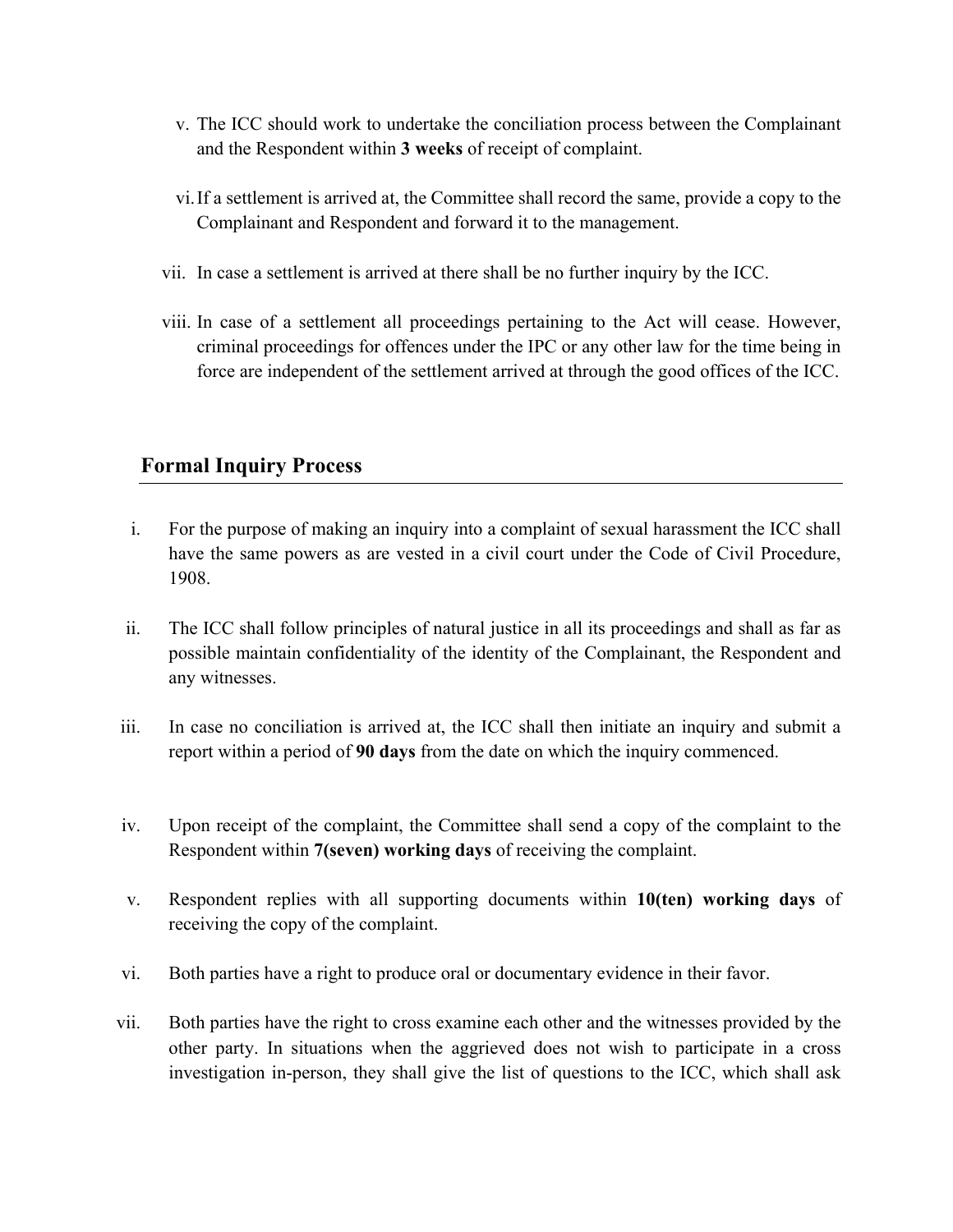v. The ICC should work to undertake the conciliation process between the Complainant and the Respondent within **3 weeks** of receipt of complaint.

vi. If a settlement is arrived at, the Committee shall record the same, provide a copy to the Complainant and Respondent and forward it to the management.

vii. In case a settlement is arrived at there shall be no further inquiry by the ICC.

viii. In case of a settlement all proceedings pertaining to the Act will cease. However, criminal proceedings for offences under the IPC or any other law for the time being in force are independent of the settlement arrived at through the good offices of the ICC.

## Formal Inquiry Process

i. For the purpose of making an inquiry into a complaint of sexual harassment the ICC shall have the same powers as are vested in a civil court under the Code of Civil Procedure, 1908.

ii. The ICC shall follow principles of natural justice in all its proceedings and shall as far as possible maintain confidentiality of the identity of the Complainant, the Respondent and any witnesses.

iii. In case no conciliation is arrived at, the ICC shall then initiate an inquiry and submit a report within a period of **90 days** from the date on which the inquiry commenced.

iv. Upon receipt of the complaint, the Committee shall send a copy of the complaint to the Respondent within **7(seven) working days** of receiving the complaint.

v. Respondent replies with all supporting documents within **10(ten) working days** of receiving the copy of the complaint.

vi. Both parties have a right to produce oral or documentary evidence in their favor.

vii. Both parties have the right to cross examine each other and the witnesses provided by the other party. In situations when the aggrieved does not wish to participate in a cross investigation in-person, they shall give the list of questions to the ICC, which shall ask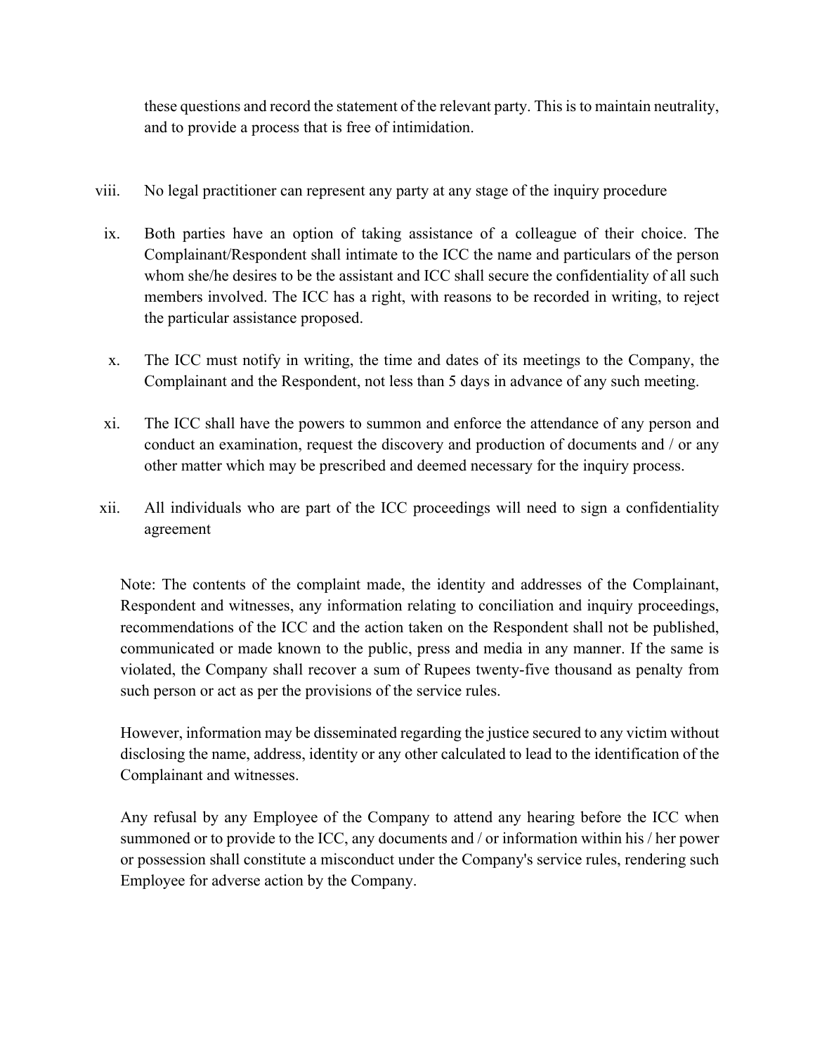these questions and record the statement of the relevant party. This is to maintain neutrality, and to provide a process that is free of intimidation.

viii. No legal practitioner can represent any party at any stage of the inquiry procedure

ix. Both parties have an option of taking assistance of a colleague of their choice. The Complainant/Respondent shall intimate to the ICC the name and particulars of the person whom she/he desires to be the assistant and ICC shall secure the confidentiality of all such members involved. The ICC has a right, with reasons to be recorded in writing, to reject the particular assistance proposed.

x. The ICC must notify in writing, the time and dates of its meetings to the Company, the Complainant and the Respondent, not less than 5 days in advance of any such meeting.

xi. The ICC shall have the powers to summon and enforce the attendance of any person and conduct an examination, request the discovery and production of documents and / or any other matter which may be prescribed and deemed necessary for the inquiry process.

xii. All individuals who are part of the ICC proceedings will need to sign a confidentiality agreement

Note: The contents of the complaint made, the identity and addresses of the Complainant, Respondent and witnesses, any information relating to conciliation and inquiry proceedings, recommendations of the ICC and the action taken on the Respondent shall not be published, communicated or made known to the public, press and media in any manner. If the same is violated, the Company shall recover a sum of Rupees twenty-five thousand as penalty from such person or act as per the provisions of the service rules.

However, information may be disseminated regarding the justice secured to any victim without disclosing the name, address, identity or any other calculated to lead to the identification of the Complainant and witnesses.

Any refusal by any Employee of the Company to attend any hearing before the ICC when summoned or to provide to the ICC, any documents and / or information within his / her power or possession shall constitute a misconduct under the Company's service rules, rendering such Employee for adverse action by the Company.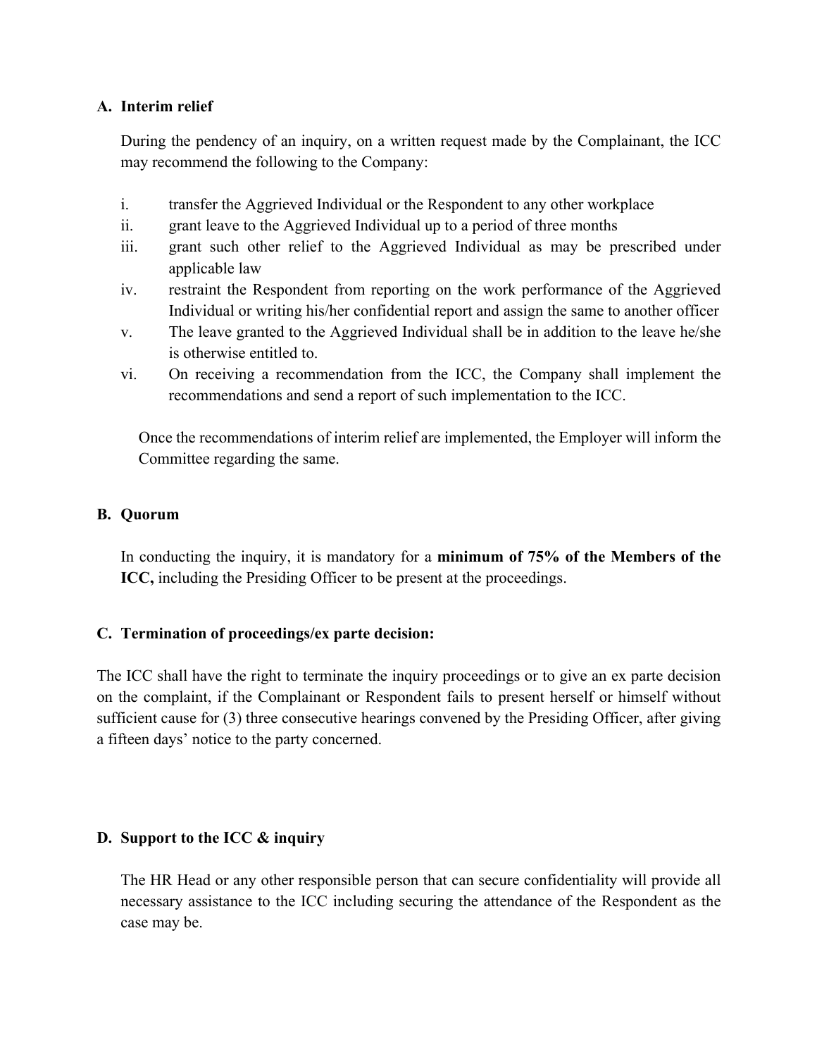### A. Interim relief

During the pendency of an inquiry, on a written request made by the Complainant, the ICC may recommend the following to the Company:

i. transfer the Aggrieved Individual or the Respondent to any other workplace
ii. grant leave to the Aggrieved Individual up to a period of three months
iii. grant such other relief to the Aggrieved Individual as may be prescribed under applicable law
iv. restraint the Respondent from reporting on the work performance of the Aggrieved Individual or writing his/her confidential report and assign the same to another officer
v. The leave granted to the Aggrieved Individual shall be in addition to the leave he/she is otherwise entitled to.
vi. On receiving a recommendation from the ICC, the Company shall implement the recommendations and send a report of such implementation to the ICC.

Once the recommendations of interim relief are implemented, the Employer will inform the Committee regarding the same.

### B. Quorum

In conducting the inquiry, it is mandatory for a **minimum of 75% of the Members of the ICC,** including the Presiding Officer to be present at the proceedings.

### C. Termination of proceedings/ex parte decision:

The ICC shall have the right to terminate the inquiry proceedings or to give an ex parte decision on the complaint, if the Complainant or Respondent fails to present herself or himself without sufficient cause for (3) three consecutive hearings convened by the Presiding Officer, after giving a fifteen days' notice to the party concerned.

### D. Support to the ICC & inquiry

The HR Head or any other responsible person that can secure confidentiality will provide all necessary assistance to the ICC including securing the attendance of the Respondent as the case may be.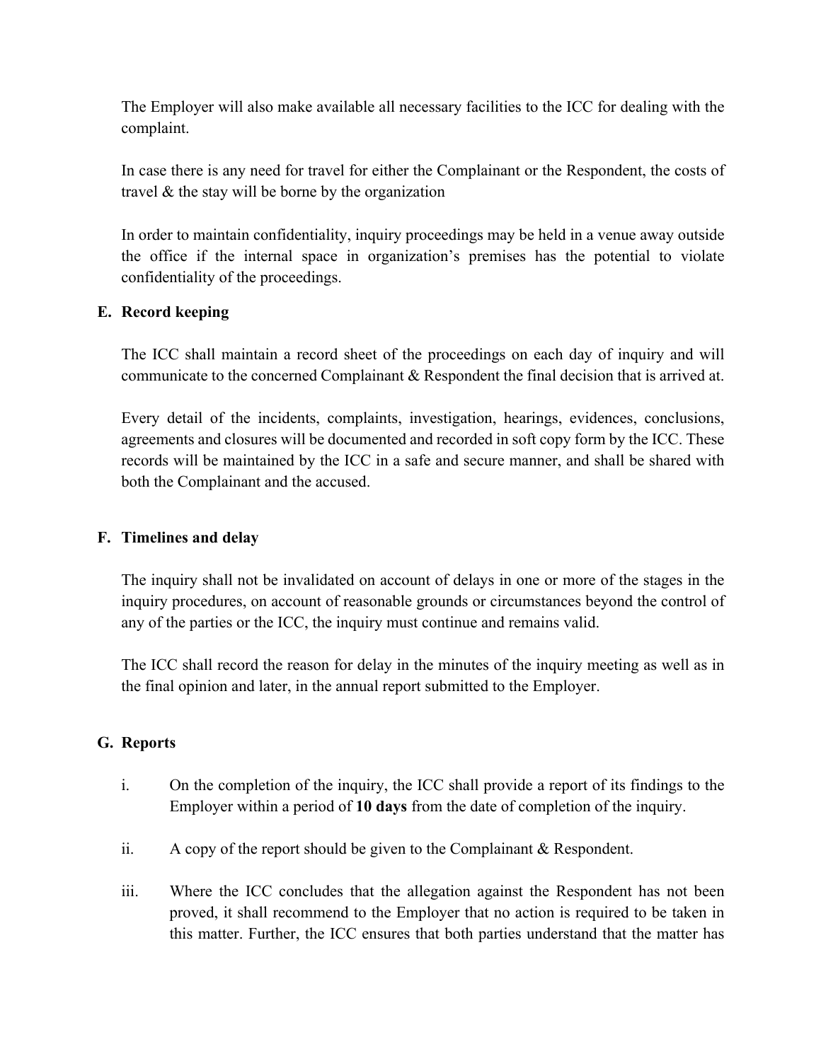The Employer will also make available all necessary facilities to the ICC for dealing with the complaint.

In case there is any need for travel for either the Complainant or the Respondent, the costs of travel & the stay will be borne by the organization

In order to maintain confidentiality, inquiry proceedings may be held in a venue away outside the office if the internal space in organization's premises has the potential to violate confidentiality of the proceedings.

**E. Record keeping**

The ICC shall maintain a record sheet of the proceedings on each day of inquiry and will communicate to the concerned Complainant & Respondent the final decision that is arrived at.

Every detail of the incidents, complaints, investigation, hearings, evidences, conclusions, agreements and closures will be documented and recorded in soft copy form by the ICC. These records will be maintained by the ICC in a safe and secure manner, and shall be shared with both the Complainant and the accused.

**F. Timelines and delay**

The inquiry shall not be invalidated on account of delays in one or more of the stages in the inquiry procedures, on account of reasonable grounds or circumstances beyond the control of any of the parties or the ICC, the inquiry must continue and remains valid.

The ICC shall record the reason for delay in the minutes of the inquiry meeting as well as in the final opinion and later, in the annual report submitted to the Employer.

**G. Reports**

i. On the completion of the inquiry, the ICC shall provide a report of its findings to the Employer within a period of **10 days** from the date of completion of the inquiry.

ii. A copy of the report should be given to the Complainant & Respondent.

iii. Where the ICC concludes that the allegation against the Respondent has not been proved, it shall recommend to the Employer that no action is required to be taken in this matter. Further, the ICC ensures that both parties understand that the matter has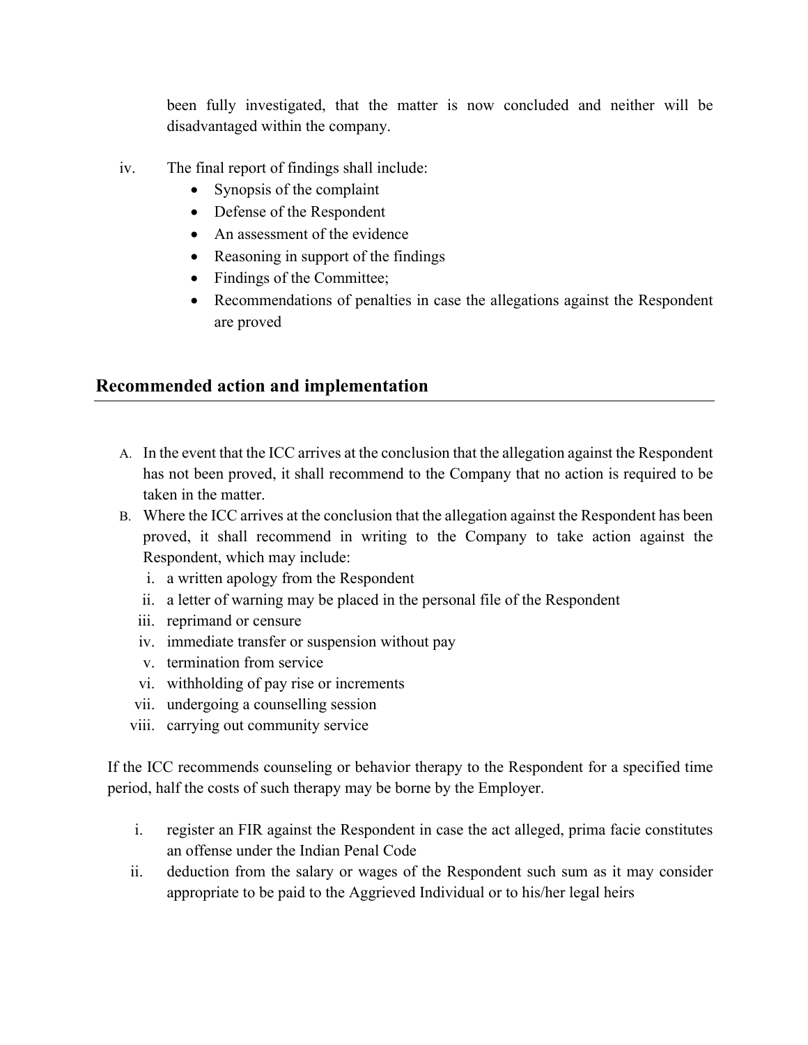been fully investigated, that the matter is now concluded and neither will be disadvantaged within the company.

iv. The final report of findings shall include:
   - Synopsis of the complaint
   - Defense of the Respondent
   - An assessment of the evidence
   - Reasoning in support of the findings
   - Findings of the Committee;
   - Recommendations of penalties in case the allegations against the Respondent are proved

## Recommended action and implementation

A. In the event that the ICC arrives at the conclusion that the allegation against the Respondent has not been proved, it shall recommend to the Company that no action is required to be taken in the matter.

B. Where the ICC arrives at the conclusion that the allegation against the Respondent has been proved, it shall recommend in writing to the Company to take action against the Respondent, which may include:
   i. a written apology from the Respondent
   ii. a letter of warning may be placed in the personal file of the Respondent
   iii. reprimand or censure
   iv. immediate transfer or suspension without pay
   v. termination from service
   vi. withholding of pay rise or increments
   vii. undergoing a counselling session
   viii. carrying out community service

If the ICC recommends counseling or behavior therapy to the Respondent for a specified time period, half the costs of such therapy may be borne by the Employer.

i. register an FIR against the Respondent in case the act alleged, prima facie constitutes an offense under the Indian Penal Code
ii. deduction from the salary or wages of the Respondent such sum as it may consider appropriate to be paid to the Aggrieved Individual or to his/her legal heirs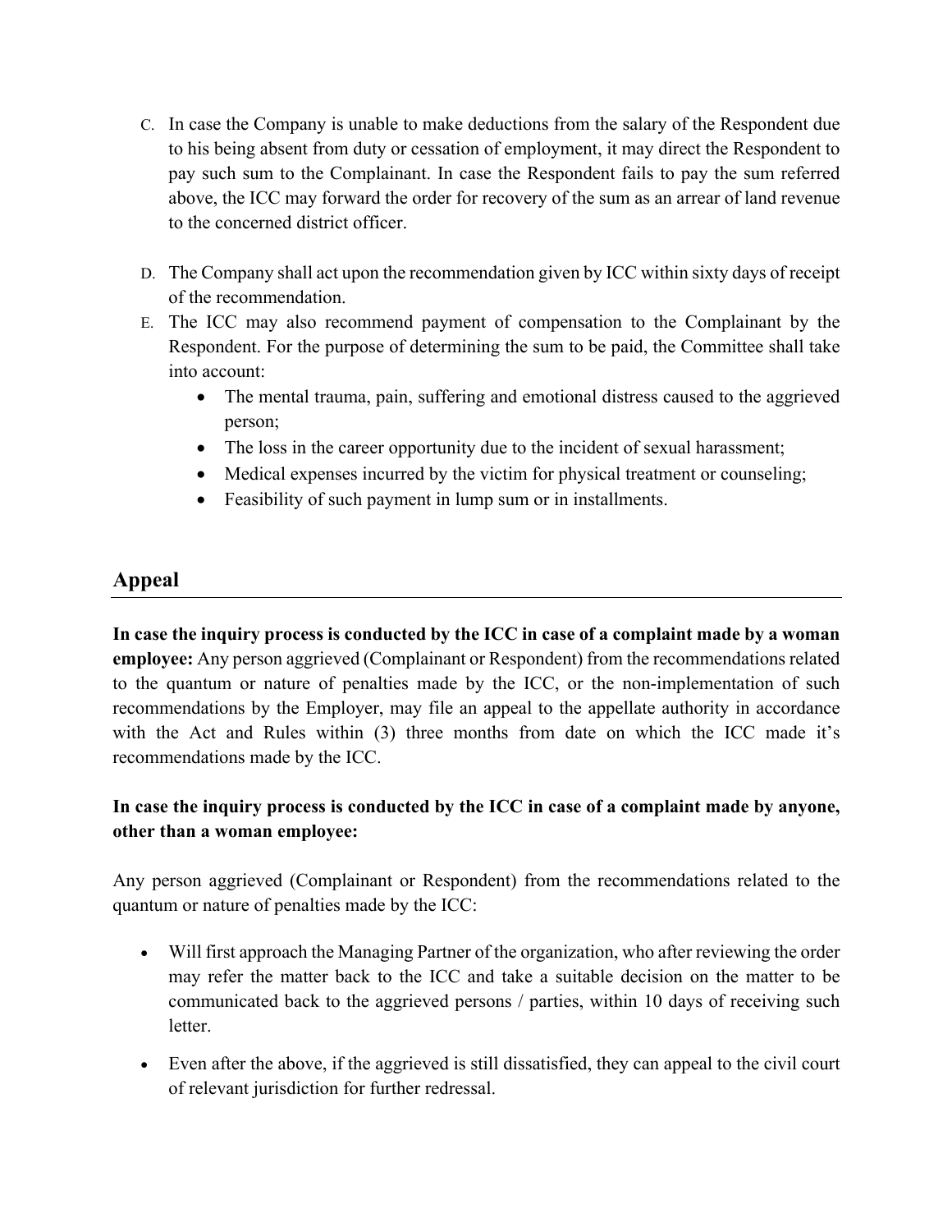C. In case the Company is unable to make deductions from the salary of the Respondent due to his being absent from duty or cessation of employment, it may direct the Respondent to pay such sum to the Complainant. In case the Respondent fails to pay the sum referred above, the ICC may forward the order for recovery of the sum as an arrear of land revenue to the concerned district officer.

D. The Company shall act upon the recommendation given by ICC within sixty days of receipt of the recommendation.

E. The ICC may also recommend payment of compensation to the Complainant by the Respondent. For the purpose of determining the sum to be paid, the Committee shall take into account:
   - The mental trauma, pain, suffering and emotional distress caused to the aggrieved person;
   - The loss in the career opportunity due to the incident of sexual harassment;
   - Medical expenses incurred by the victim for physical treatment or counseling;
   - Feasibility of such payment in lump sum or in installments.

## Appeal

**In case the inquiry process is conducted by the ICC in case of a complaint made by a woman employee:** Any person aggrieved (Complainant or Respondent) from the recommendations related to the quantum or nature of penalties made by the ICC, or the non-implementation of such recommendations by the Employer, may file an appeal to the appellate authority in accordance with the Act and Rules within (3) three months from date on which the ICC made it's recommendations made by the ICC.

**In case the inquiry process is conducted by the ICC in case of a complaint made by anyone, other than a woman employee:**

Any person aggrieved (Complainant or Respondent) from the recommendations related to the quantum or nature of penalties made by the ICC:

- Will first approach the Managing Partner of the organization, who after reviewing the order may refer the matter back to the ICC and take a suitable decision on the matter to be communicated back to the aggrieved persons / parties, within 10 days of receiving such letter.
- Even after the above, if the aggrieved is still dissatisfied, they can appeal to the civil court of relevant jurisdiction for further redressal.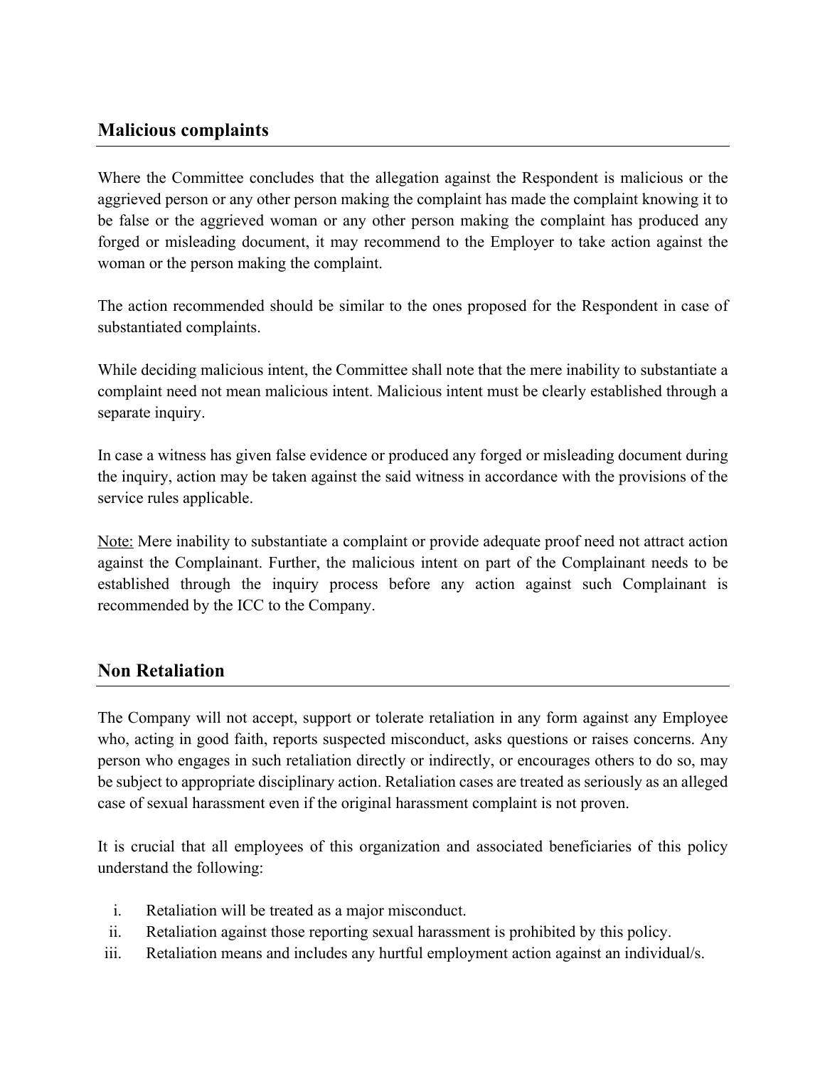## Malicious complaints

Where the Committee concludes that the allegation against the Respondent is malicious or the aggrieved person or any other person making the complaint has made the complaint knowing it to be false or the aggrieved woman or any other person making the complaint has produced any forged or misleading document, it may recommend to the Employer to take action against the woman or the person making the complaint.

The action recommended should be similar to the ones proposed for the Respondent in case of substantiated complaints.

While deciding malicious intent, the Committee shall note that the mere inability to substantiate a complaint need not mean malicious intent. Malicious intent must be clearly established through a separate inquiry.

In case a witness has given false evidence or produced any forged or misleading document during the inquiry, action may be taken against the said witness in accordance with the provisions of the service rules applicable.

<u>Note:</u> Mere inability to substantiate a complaint or provide adequate proof need not attract action against the Complainant. Further, the malicious intent on part of the Complainant needs to be established through the inquiry process before any action against such Complainant is recommended by the ICC to the Company.

## Non Retaliation

The Company will not accept, support or tolerate retaliation in any form against any Employee who, acting in good faith, reports suspected misconduct, asks questions or raises concerns. Any person who engages in such retaliation directly or indirectly, or encourages others to do so, may be subject to appropriate disciplinary action. Retaliation cases are treated as seriously as an alleged case of sexual harassment even if the original harassment complaint is not proven.

It is crucial that all employees of this organization and associated beneficiaries of this policy understand the following:

i. Retaliation will be treated as a major misconduct.
ii. Retaliation against those reporting sexual harassment is prohibited by this policy.
iii. Retaliation means and includes any hurtful employment action against an individual/s.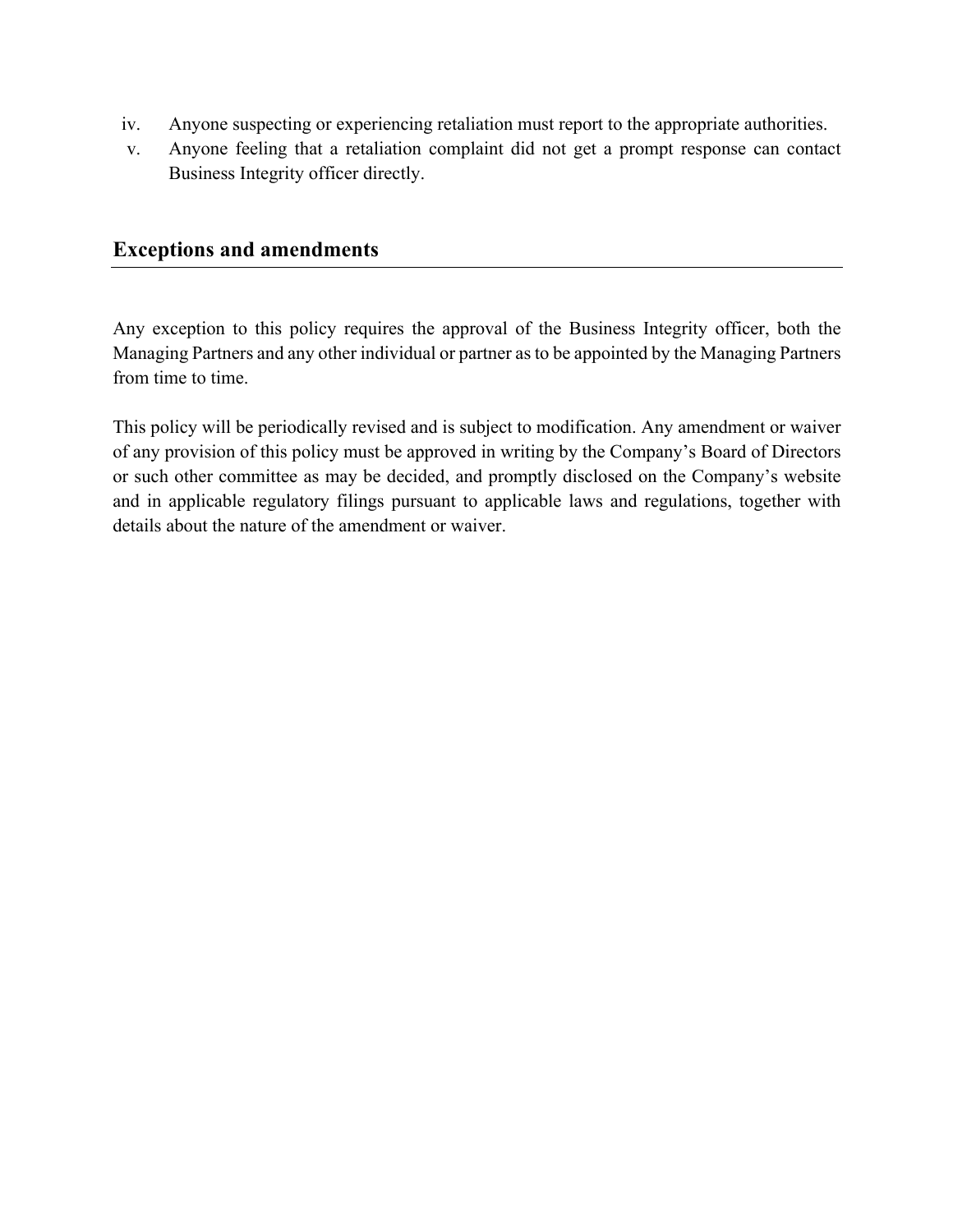iv. Anyone suspecting or experiencing retaliation must report to the appropriate authorities.
v. Anyone feeling that a retaliation complaint did not get a prompt response can contact Business Integrity officer directly.

## Exceptions and amendments

Any exception to this policy requires the approval of the Business Integrity officer, both the Managing Partners and any other individual or partner as to be appointed by the Managing Partners from time to time.

This policy will be periodically revised and is subject to modification. Any amendment or waiver of any provision of this policy must be approved in writing by the Company's Board of Directors or such other committee as may be decided, and promptly disclosed on the Company's website and in applicable regulatory filings pursuant to applicable laws and regulations, together with details about the nature of the amendment or waiver.